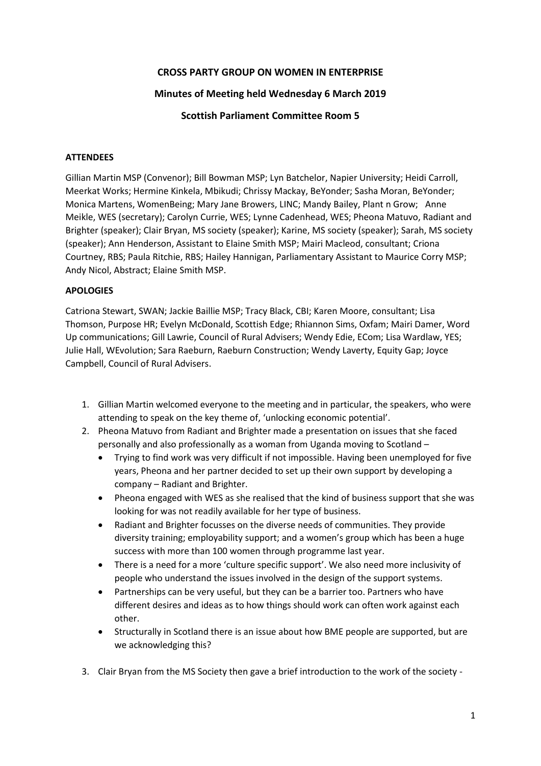**CROSS PARTY GROUP ON WOMEN IN ENTERPRISE**

**Minutes of Meeting held Wednesday 6 March 2019**

**Scottish Parliament Committee Room 5**

**ATTENDEES**

Gillian Martin MSP (Convenor); Bill Bowman MSP; Lyn Batchelor, Napier University; Heidi Carroll, Meerkat Works; Hermine Kinkela, Mbikudi; Chrissy Mackay, BeYonder; Sasha Moran, BeYonder; Monica Martens, WomenBeing; Mary Jane Browers, LINC; Mandy Bailey, Plant n Grow; Anne Meikle, WES (secretary); Carolyn Currie, WES; Lynne Cadenhead, WES; Pheona Matuvo, Radiant and Brighter (speaker); Clair Bryan, MS society (speaker); Karine, MS society (speaker); Sarah, MS society (speaker); Ann Henderson, Assistant to Elaine Smith MSP; Mairi Macleod, consultant; Criona Courtney, RBS; Paula Ritchie, RBS; Hailey Hannigan, Parliamentary Assistant to Maurice Corry MSP; Andy Nicol, Abstract; Elaine Smith MSP.

**APOLOGIES**

Catriona Stewart, SWAN; Jackie Baillie MSP; Tracy Black, CBI; Karen Moore, consultant; Lisa Thomson, Purpose HR; Evelyn McDonald, Scottish Edge; Rhiannon Sims, Oxfam; Mairi Damer, Word Up communications; Gill Lawrie, Council of Rural Advisers; Wendy Edie, ECom; Lisa Wardlaw, YES; Julie Hall, WEvolution; Sara Raeburn, Raeburn Construction; Wendy Laverty, Equity Gap; Joyce Campbell, Council of Rural Advisers.

1. Gillian Martin welcomed everyone to the meeting and in particular, the speakers, who were attending to speak on the key theme of, 'unlocking economic potential'.
2. Pheona Matuvo from Radiant and Brighter made a presentation on issues that she faced personally and also professionally as a woman from Uganda moving to Scotland –
   - Trying to find work was very difficult if not impossible. Having been unemployed for five years, Pheona and her partner decided to set up their own support by developing a company – Radiant and Brighter.
   - Pheona engaged with WES as she realised that the kind of business support that she was looking for was not readily available for her type of business.
   - Radiant and Brighter focusses on the diverse needs of communities. They provide diversity training; employability support; and a women's group which has been a huge success with more than 100 women through programme last year.
   - There is a need for a more 'culture specific support'. We also need more inclusivity of people who understand the issues involved in the design of the support systems.
   - Partnerships can be very useful, but they can be a barrier too. Partners who have different desires and ideas as to how things should work can often work against each other.
   - Structurally in Scotland there is an issue about how BME people are supported, but are we acknowledging this?
3. Clair Bryan from the MS Society then gave a brief introduction to the work of the society -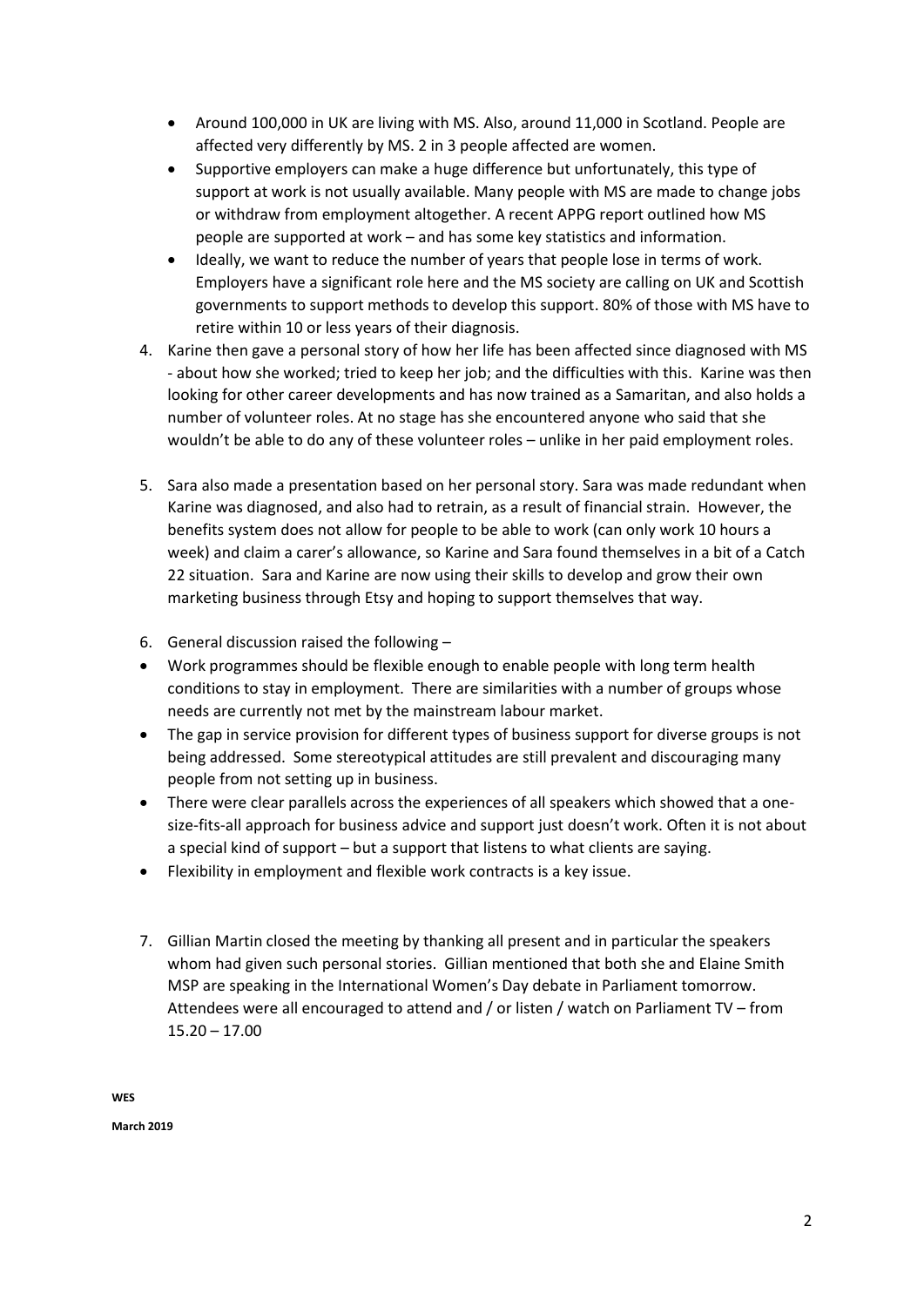- Around 100,000 in UK are living with MS. Also, around 11,000 in Scotland. People are affected very differently by MS. 2 in 3 people affected are women.
- Supportive employers can make a huge difference but unfortunately, this type of support at work is not usually available. Many people with MS are made to change jobs or withdraw from employment altogether. A recent APPG report outlined how MS people are supported at work – and has some key statistics and information.
- Ideally, we want to reduce the number of years that people lose in terms of work. Employers have a significant role here and the MS society are calling on UK and Scottish governments to support methods to develop this support. 80% of those with MS have to retire within 10 or less years of their diagnosis.

4. Karine then gave a personal story of how her life has been affected since diagnosed with MS - about how she worked; tried to keep her job; and the difficulties with this. Karine was then looking for other career developments and has now trained as a Samaritan, and also holds a number of volunteer roles. At no stage has she encountered anyone who said that she wouldn't be able to do any of these volunteer roles – unlike in her paid employment roles.

5. Sara also made a presentation based on her personal story. Sara was made redundant when Karine was diagnosed, and also had to retrain, as a result of financial strain. However, the benefits system does not allow for people to be able to work (can only work 10 hours a week) and claim a carer's allowance, so Karine and Sara found themselves in a bit of a Catch 22 situation. Sara and Karine are now using their skills to develop and grow their own marketing business through Etsy and hoping to support themselves that way.

6. General discussion raised the following –

- Work programmes should be flexible enough to enable people with long term health conditions to stay in employment. There are similarities with a number of groups whose needs are currently not met by the mainstream labour market.
- The gap in service provision for different types of business support for diverse groups is not being addressed. Some stereotypical attitudes are still prevalent and discouraging many people from not setting up in business.
- There were clear parallels across the experiences of all speakers which showed that a one-size-fits-all approach for business advice and support just doesn't work. Often it is not about a special kind of support – but a support that listens to what clients are saying.
- Flexibility in employment and flexible work contracts is a key issue.

7. Gillian Martin closed the meeting by thanking all present and in particular the speakers whom had given such personal stories. Gillian mentioned that both she and Elaine Smith MSP are speaking in the International Women's Day debate in Parliament tomorrow. Attendees were all encouraged to attend and / or listen / watch on Parliament TV – from 15.20 – 17.00

**WES**

**March 2019**